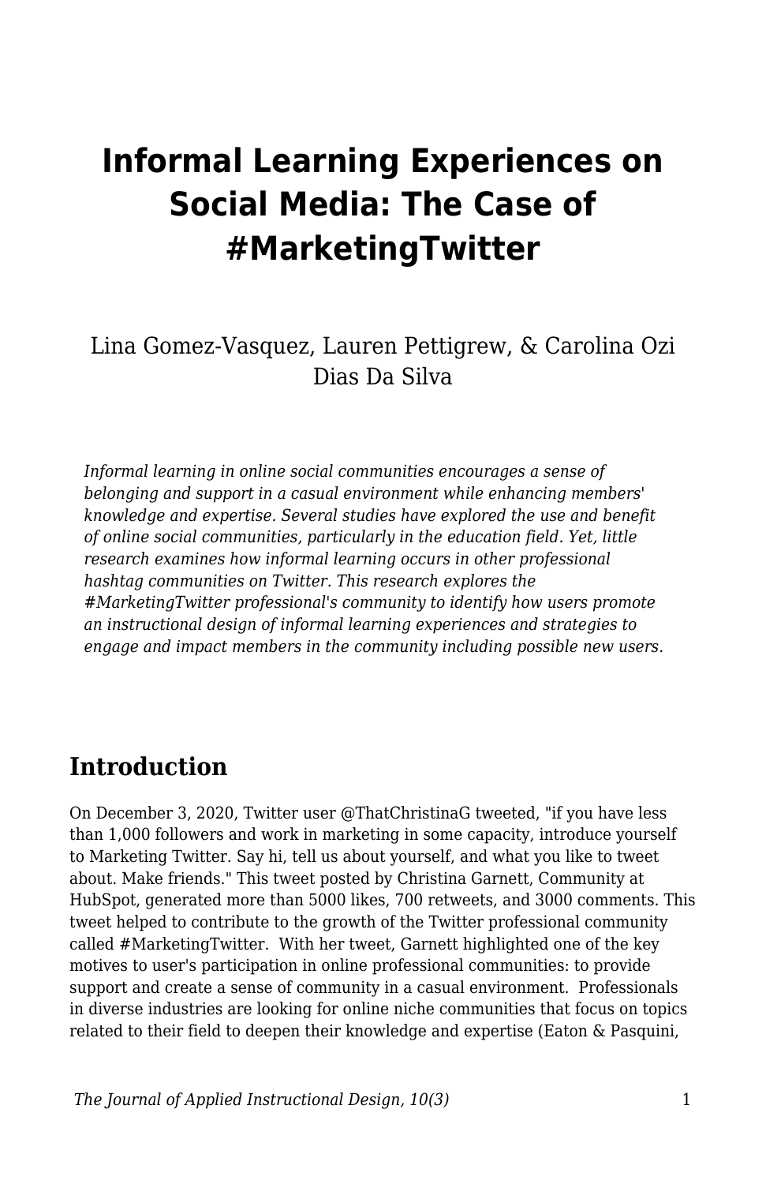# Informal Learning Experiences on Social Media: The Case of #MarketingTwitter

Lina Gomez-Vasquez, Lauren Pettigrew, & Carolina Ozi Dias Da Silva

*Informal learning in online social communities encourages a sense of belonging and support in a casual environment while enhancing members' knowledge and expertise. Several studies have explored the use and benefit of online social communities, particularly in the education field. Yet, little research examines how informal learning occurs in other professional hashtag communities on Twitter. This research explores the #MarketingTwitter professional's community to identify how users promote an instructional design of informal learning experiences and strategies to engage and impact members in the community including possible new users.*

## Introduction

On December 3, 2020, Twitter user @ThatChristinaG tweeted, "if you have less than 1,000 followers and work in marketing in some capacity, introduce yourself to Marketing Twitter. Say hi, tell us about yourself, and what you like to tweet about. Make friends." This tweet posted by Christina Garnett, Community at HubSpot, generated more than 5000 likes, 700 retweets, and 3000 comments. This tweet helped to contribute to the growth of the Twitter professional community called #MarketingTwitter. With her tweet, Garnett highlighted one of the key motives to user's participation in online professional communities: to provide support and create a sense of community in a casual environment. Professionals in diverse industries are looking for online niche communities that focus on topics related to their field to deepen their knowledge and expertise (Eaton & Pasquini,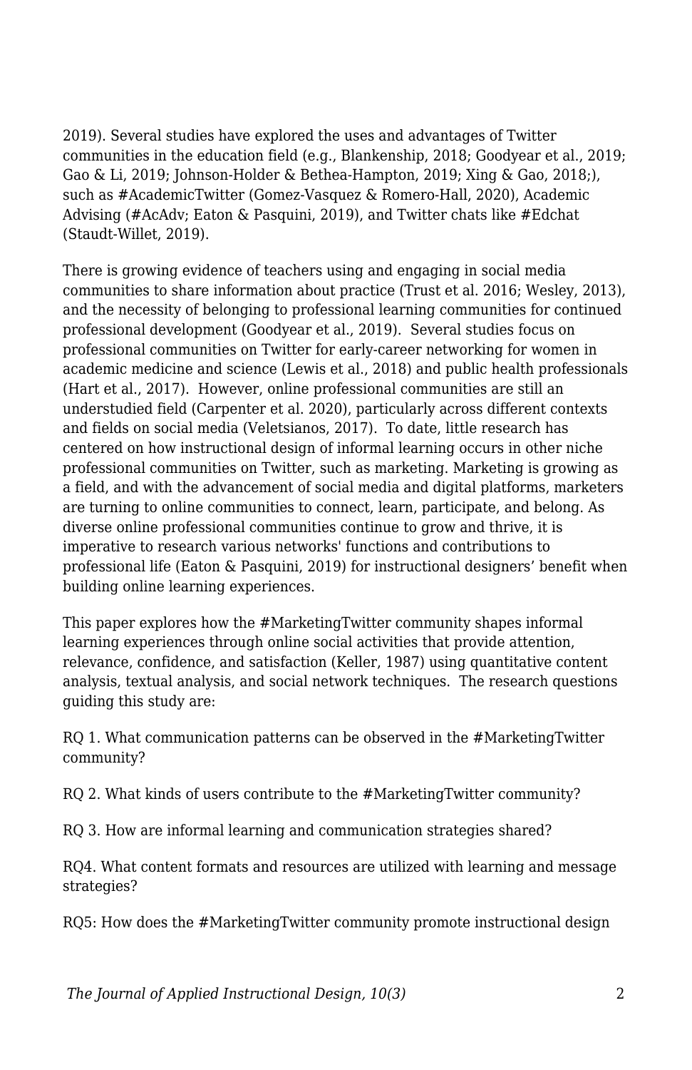2019). Several studies have explored the uses and advantages of Twitter communities in the education field (e.g., Blankenship, 2018; Goodyear et al., 2019; Gao & Li, 2019; Johnson-Holder & Bethea-Hampton, 2019; Xing & Gao, 2018;), such as #AcademicTwitter (Gomez-Vasquez & Romero-Hall, 2020), Academic Advising (#AcAdv; Eaton & Pasquini, 2019), and Twitter chats like #Edchat (Staudt-Willet, 2019).

There is growing evidence of teachers using and engaging in social media communities to share information about practice (Trust et al. 2016; Wesley, 2013), and the necessity of belonging to professional learning communities for continued professional development (Goodyear et al., 2019). Several studies focus on professional communities on Twitter for early-career networking for women in academic medicine and science (Lewis et al., 2018) and public health professionals (Hart et al., 2017). However, online professional communities are still an understudied field (Carpenter et al. 2020), particularly across different contexts and fields on social media (Veletsianos, 2017). To date, little research has centered on how instructional design of informal learning occurs in other niche professional communities on Twitter, such as marketing. Marketing is growing as a field, and with the advancement of social media and digital platforms, marketers are turning to online communities to connect, learn, participate, and belong. As diverse online professional communities continue to grow and thrive, it is imperative to research various networks' functions and contributions to professional life (Eaton & Pasquini, 2019) for instructional designers' benefit when building online learning experiences.

This paper explores how the #MarketingTwitter community shapes informal learning experiences through online social activities that provide attention, relevance, confidence, and satisfaction (Keller, 1987) using quantitative content analysis, textual analysis, and social network techniques. The research questions guiding this study are:

RQ 1. What communication patterns can be observed in the #MarketingTwitter community?

RQ 2. What kinds of users contribute to the #MarketingTwitter community?

RQ 3. How are informal learning and communication strategies shared?

RQ4. What content formats and resources are utilized with learning and message strategies?

RQ5: How does the #MarketingTwitter community promote instructional design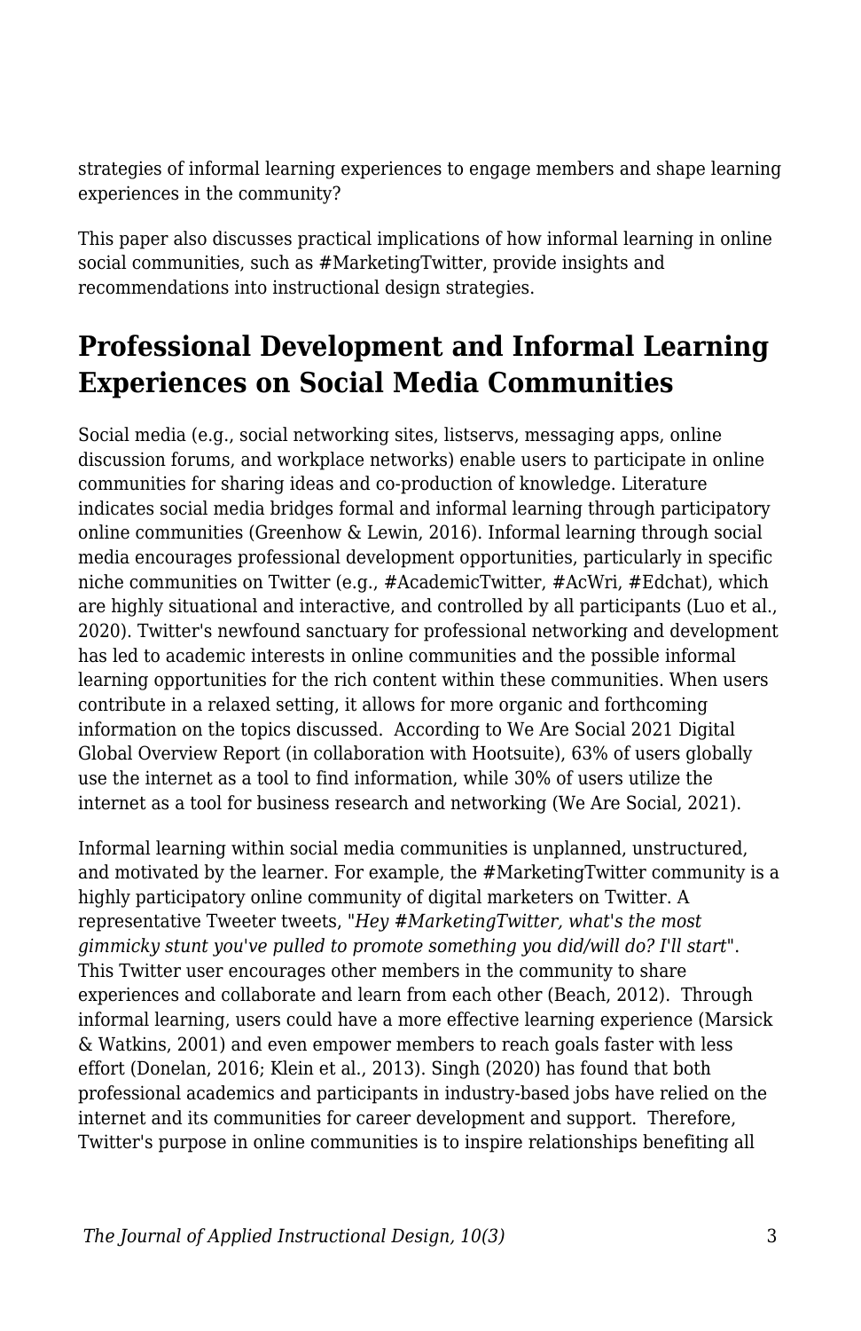strategies of informal learning experiences to engage members and shape learning experiences in the community?

This paper also discusses practical implications of how informal learning in online social communities, such as #MarketingTwitter, provide insights and recommendations into instructional design strategies.

## Professional Development and Informal Learning Experiences on Social Media Communities

Social media (e.g., social networking sites, listservs, messaging apps, online discussion forums, and workplace networks) enable users to participate in online communities for sharing ideas and co-production of knowledge. Literature indicates social media bridges formal and informal learning through participatory online communities (Greenhow & Lewin, 2016). Informal learning through social media encourages professional development opportunities, particularly in specific niche communities on Twitter (e.g., #AcademicTwitter, #AcWri, #Edchat), which are highly situational and interactive, and controlled by all participants (Luo et al., 2020). Twitter's newfound sanctuary for professional networking and development has led to academic interests in online communities and the possible informal learning opportunities for the rich content within these communities. When users contribute in a relaxed setting, it allows for more organic and forthcoming information on the topics discussed. According to We Are Social 2021 Digital Global Overview Report (in collaboration with Hootsuite), 63% of users globally use the internet as a tool to find information, while 30% of users utilize the internet as a tool for business research and networking (We Are Social, 2021).

Informal learning within social media communities is unplanned, unstructured, and motivated by the learner. For example, the #MarketingTwitter community is a highly participatory online community of digital marketers on Twitter. A representative Tweeter tweets, "*Hey #MarketingTwitter, what's the most gimmicky stunt you've pulled to promote something you did/will do? I'll start*". This Twitter user encourages other members in the community to share experiences and collaborate and learn from each other (Beach, 2012). Through informal learning, users could have a more effective learning experience (Marsick & Watkins, 2001) and even empower members to reach goals faster with less effort (Donelan, 2016; Klein et al., 2013). Singh (2020) has found that both professional academics and participants in industry-based jobs have relied on the internet and its communities for career development and support. Therefore, Twitter's purpose in online communities is to inspire relationships benefiting all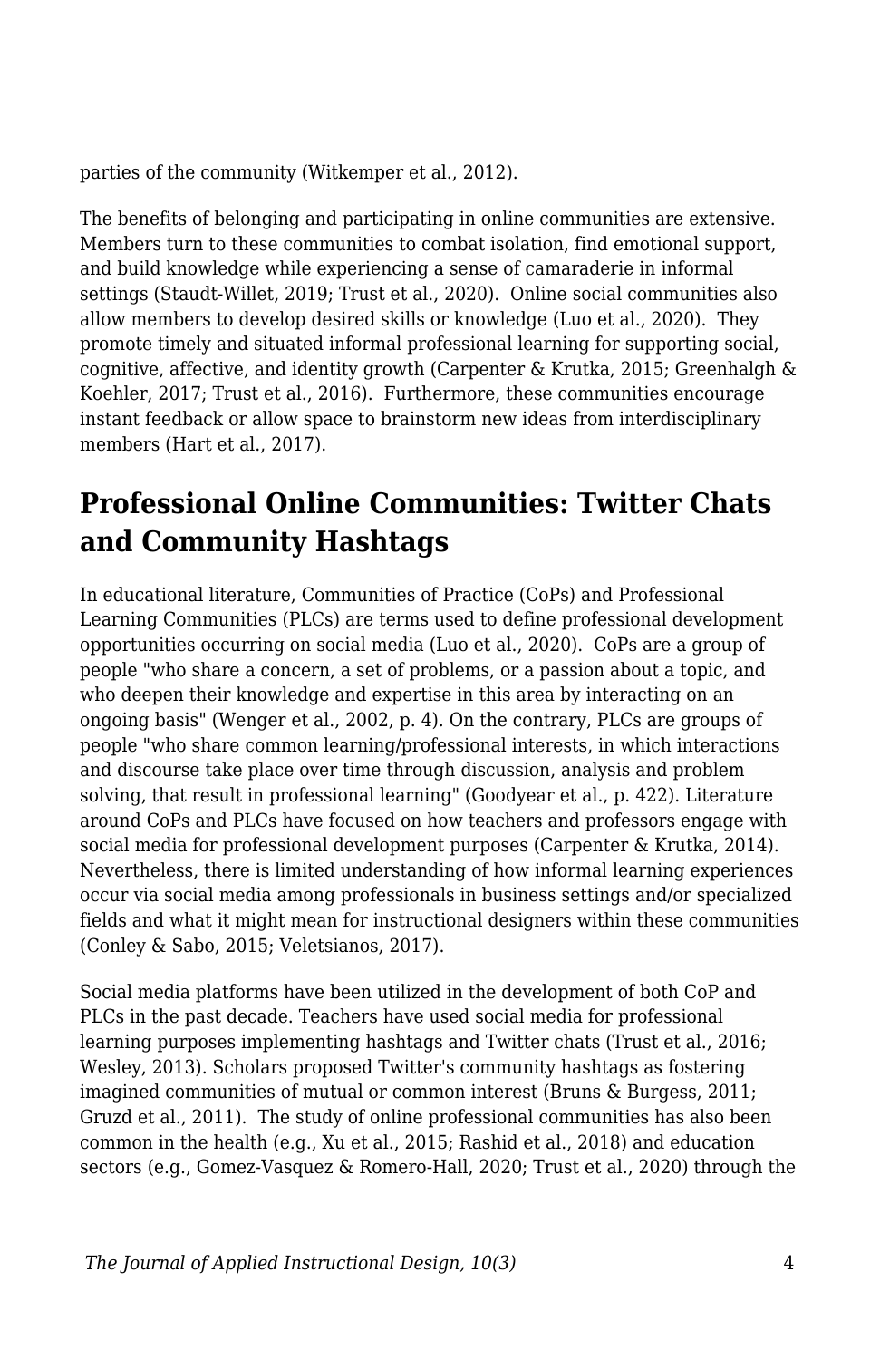parties of the community (Witkemper et al., 2012).

The benefits of belonging and participating in online communities are extensive. Members turn to these communities to combat isolation, find emotional support, and build knowledge while experiencing a sense of camaraderie in informal settings (Staudt-Willet, 2019; Trust et al., 2020). Online social communities also allow members to develop desired skills or knowledge (Luo et al., 2020). They promote timely and situated informal professional learning for supporting social, cognitive, affective, and identity growth (Carpenter & Krutka, 2015; Greenhalgh & Koehler, 2017; Trust et al., 2016). Furthermore, these communities encourage instant feedback or allow space to brainstorm new ideas from interdisciplinary members (Hart et al., 2017).

## Professional Online Communities: Twitter Chats and Community Hashtags

In educational literature, Communities of Practice (CoPs) and Professional Learning Communities (PLCs) are terms used to define professional development opportunities occurring on social media (Luo et al., 2020). CoPs are a group of people "who share a concern, a set of problems, or a passion about a topic, and who deepen their knowledge and expertise in this area by interacting on an ongoing basis" (Wenger et al., 2002, p. 4). On the contrary, PLCs are groups of people "who share common learning/professional interests, in which interactions and discourse take place over time through discussion, analysis and problem solving, that result in professional learning" (Goodyear et al., p. 422). Literature around CoPs and PLCs have focused on how teachers and professors engage with social media for professional development purposes (Carpenter & Krutka, 2014). Nevertheless, there is limited understanding of how informal learning experiences occur via social media among professionals in business settings and/or specialized fields and what it might mean for instructional designers within these communities (Conley & Sabo, 2015; Veletsianos, 2017).

Social media platforms have been utilized in the development of both CoP and PLCs in the past decade. Teachers have used social media for professional learning purposes implementing hashtags and Twitter chats (Trust et al., 2016; Wesley, 2013). Scholars proposed Twitter's community hashtags as fostering imagined communities of mutual or common interest (Bruns & Burgess, 2011; Gruzd et al., 2011). The study of online professional communities has also been common in the health (e.g., Xu et al., 2015; Rashid et al., 2018) and education sectors (e.g., Gomez-Vasquez & Romero-Hall, 2020; Trust et al., 2020) through the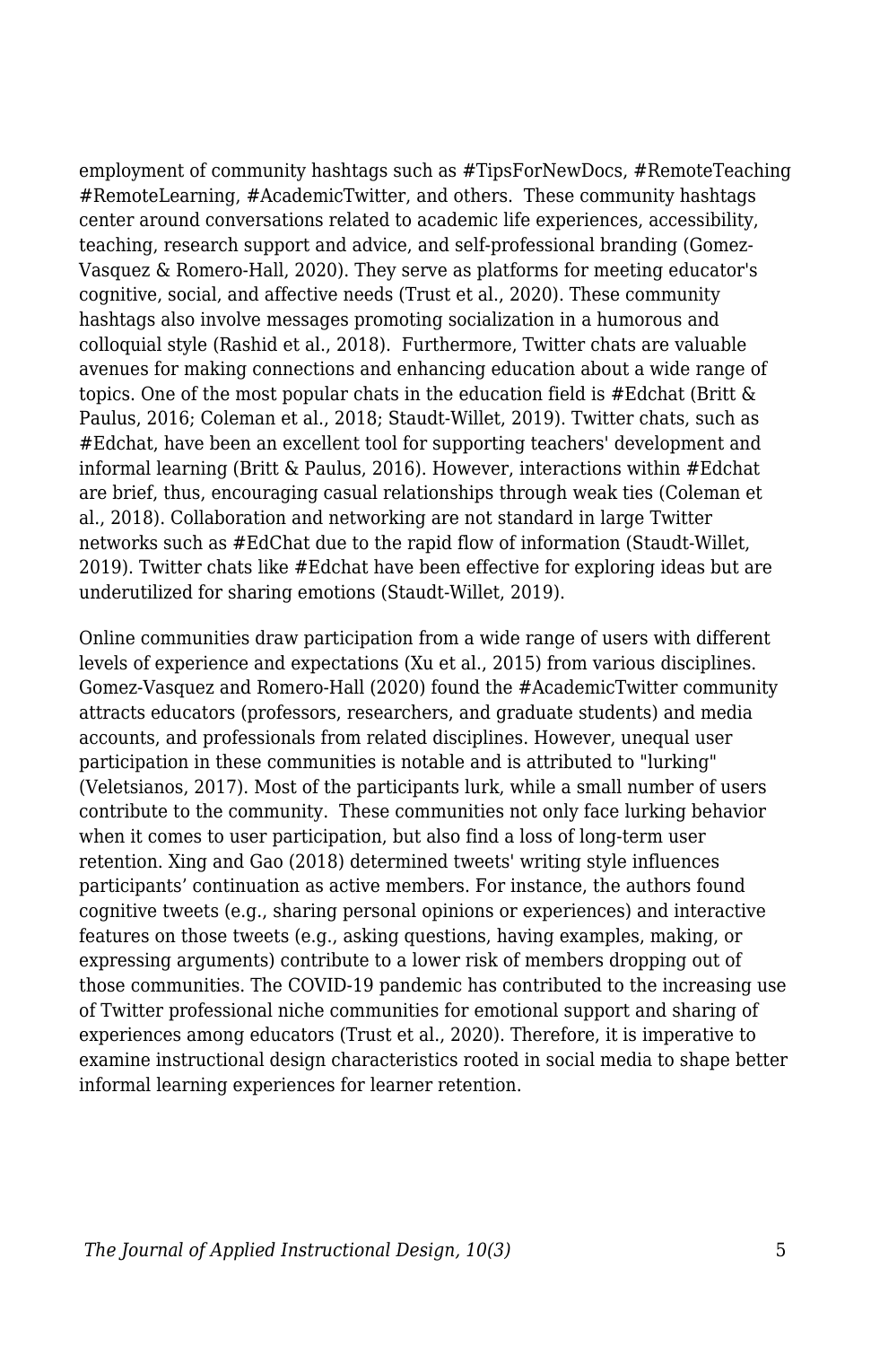employment of community hashtags such as #TipsForNewDocs, #RemoteTeaching #RemoteLearning, #AcademicTwitter, and others. These community hashtags center around conversations related to academic life experiences, accessibility, teaching, research support and advice, and self-professional branding (Gomez-Vasquez & Romero-Hall, 2020). They serve as platforms for meeting educator's cognitive, social, and affective needs (Trust et al., 2020). These community hashtags also involve messages promoting socialization in a humorous and colloquial style (Rashid et al., 2018). Furthermore, Twitter chats are valuable avenues for making connections and enhancing education about a wide range of topics. One of the most popular chats in the education field is #Edchat (Britt & Paulus, 2016; Coleman et al., 2018; Staudt-Willet, 2019). Twitter chats, such as #Edchat, have been an excellent tool for supporting teachers' development and informal learning (Britt & Paulus, 2016). However, interactions within #Edchat are brief, thus, encouraging casual relationships through weak ties (Coleman et al., 2018). Collaboration and networking are not standard in large Twitter networks such as #EdChat due to the rapid flow of information (Staudt-Willet, 2019). Twitter chats like #Edchat have been effective for exploring ideas but are underutilized for sharing emotions (Staudt-Willet, 2019).

Online communities draw participation from a wide range of users with different levels of experience and expectations (Xu et al., 2015) from various disciplines. Gomez-Vasquez and Romero-Hall (2020) found the #AcademicTwitter community attracts educators (professors, researchers, and graduate students) and media accounts, and professionals from related disciplines. However, unequal user participation in these communities is notable and is attributed to "lurking" (Veletsianos, 2017). Most of the participants lurk, while a small number of users contribute to the community. These communities not only face lurking behavior when it comes to user participation, but also find a loss of long-term user retention. Xing and Gao (2018) determined tweets' writing style influences participants' continuation as active members. For instance, the authors found cognitive tweets (e.g., sharing personal opinions or experiences) and interactive features on those tweets (e.g., asking questions, having examples, making, or expressing arguments) contribute to a lower risk of members dropping out of those communities. The COVID-19 pandemic has contributed to the increasing use of Twitter professional niche communities for emotional support and sharing of experiences among educators (Trust et al., 2020). Therefore, it is imperative to examine instructional design characteristics rooted in social media to shape better informal learning experiences for learner retention.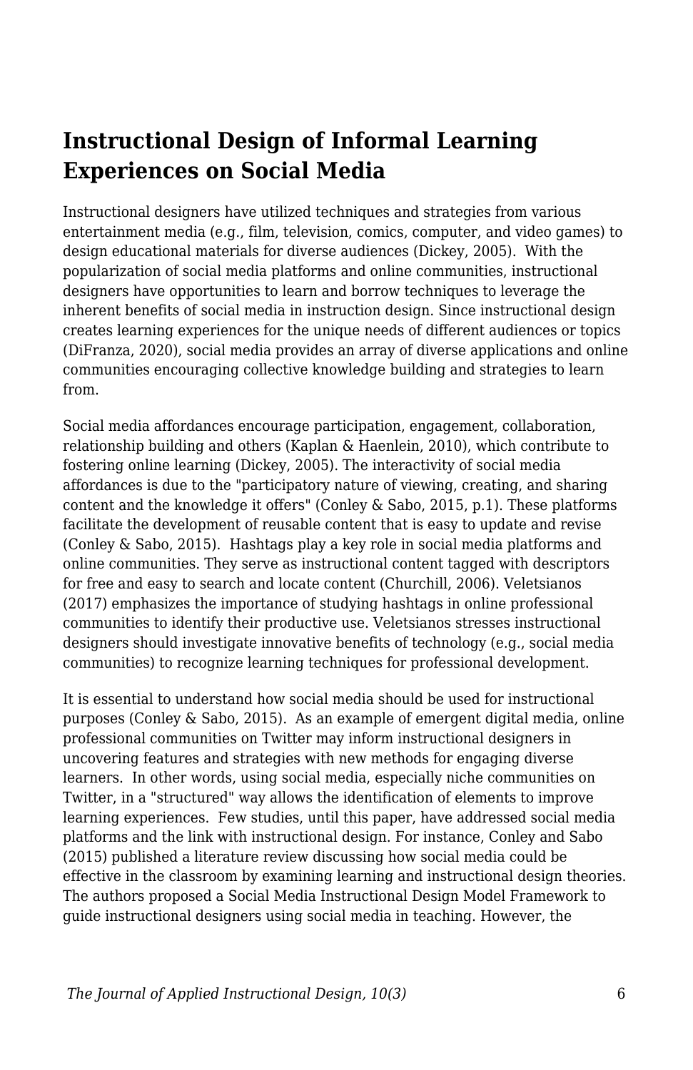## Instructional Design of Informal Learning Experiences on Social Media

Instructional designers have utilized techniques and strategies from various entertainment media (e.g., film, television, comics, computer, and video games) to design educational materials for diverse audiences (Dickey, 2005). With the popularization of social media platforms and online communities, instructional designers have opportunities to learn and borrow techniques to leverage the inherent benefits of social media in instruction design. Since instructional design creates learning experiences for the unique needs of different audiences or topics (DiFranza, 2020), social media provides an array of diverse applications and online communities encouraging collective knowledge building and strategies to learn from.

Social media affordances encourage participation, engagement, collaboration, relationship building and others (Kaplan & Haenlein, 2010), which contribute to fostering online learning (Dickey, 2005). The interactivity of social media affordances is due to the "participatory nature of viewing, creating, and sharing content and the knowledge it offers" (Conley & Sabo, 2015, p.1). These platforms facilitate the development of reusable content that is easy to update and revise (Conley & Sabo, 2015). Hashtags play a key role in social media platforms and online communities. They serve as instructional content tagged with descriptors for free and easy to search and locate content (Churchill, 2006). Veletsianos (2017) emphasizes the importance of studying hashtags in online professional communities to identify their productive use. Veletsianos stresses instructional designers should investigate innovative benefits of technology (e.g., social media communities) to recognize learning techniques for professional development.

It is essential to understand how social media should be used for instructional purposes (Conley & Sabo, 2015). As an example of emergent digital media, online professional communities on Twitter may inform instructional designers in uncovering features and strategies with new methods for engaging diverse learners. In other words, using social media, especially niche communities on Twitter, in a "structured" way allows the identification of elements to improve learning experiences. Few studies, until this paper, have addressed social media platforms and the link with instructional design. For instance, Conley and Sabo (2015) published a literature review discussing how social media could be effective in the classroom by examining learning and instructional design theories. The authors proposed a Social Media Instructional Design Model Framework to guide instructional designers using social media in teaching. However, the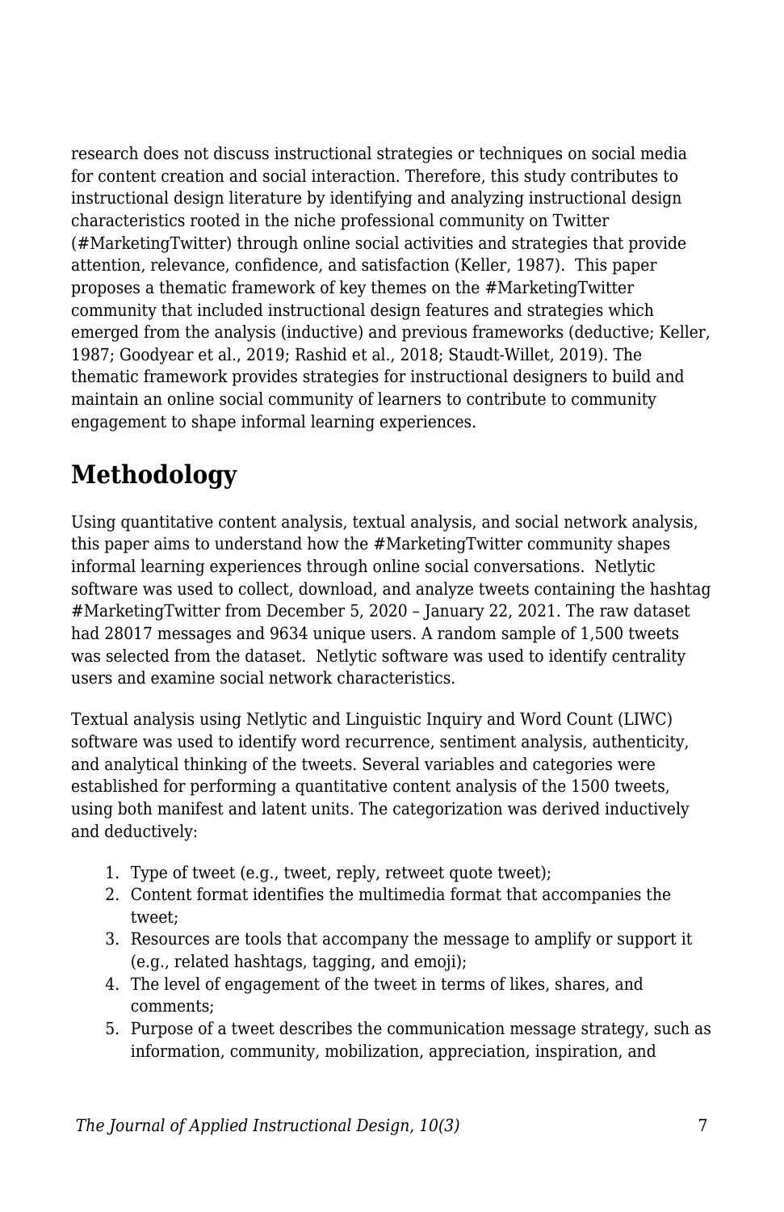research does not discuss instructional strategies or techniques on social media for content creation and social interaction. Therefore, this study contributes to instructional design literature by identifying and analyzing instructional design characteristics rooted in the niche professional community on Twitter (#MarketingTwitter) through online social activities and strategies that provide attention, relevance, confidence, and satisfaction (Keller, 1987). This paper proposes a thematic framework of key themes on the #MarketingTwitter community that included instructional design features and strategies which emerged from the analysis (inductive) and previous frameworks (deductive; Keller, 1987; Goodyear et al., 2019; Rashid et al., 2018; Staudt-Willet, 2019). The thematic framework provides strategies for instructional designers to build and maintain an online social community of learners to contribute to community engagement to shape informal learning experiences.

## Methodology

Using quantitative content analysis, textual analysis, and social network analysis, this paper aims to understand how the #MarketingTwitter community shapes informal learning experiences through online social conversations. Netlytic software was used to collect, download, and analyze tweets containing the hashtag #MarketingTwitter from December 5, 2020 – January 22, 2021. The raw dataset had 28017 messages and 9634 unique users. A random sample of 1,500 tweets was selected from the dataset. Netlytic software was used to identify centrality users and examine social network characteristics.

Textual analysis using Netlytic and Linguistic Inquiry and Word Count (LIWC) software was used to identify word recurrence, sentiment analysis, authenticity, and analytical thinking of the tweets. Several variables and categories were established for performing a quantitative content analysis of the 1500 tweets, using both manifest and latent units. The categorization was derived inductively and deductively:

1. Type of tweet (e.g., tweet, reply, retweet quote tweet);
2. Content format identifies the multimedia format that accompanies the tweet;
3. Resources are tools that accompany the message to amplify or support it (e.g., related hashtags, tagging, and emoji);
4. The level of engagement of the tweet in terms of likes, shares, and comments;
5. Purpose of a tweet describes the communication message strategy, such as information, community, mobilization, appreciation, inspiration, and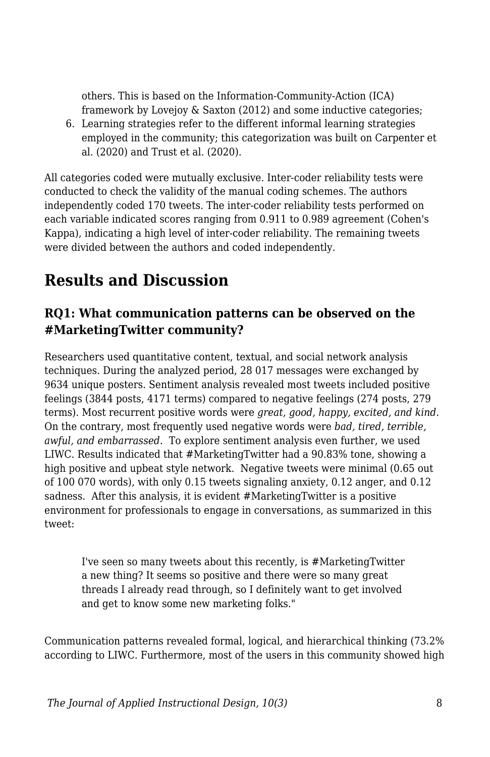others. This is based on the Information-Community-Action (ICA) framework by Lovejoy & Saxton (2012) and some inductive categories;

6. Learning strategies refer to the different informal learning strategies employed in the community; this categorization was built on Carpenter et al. (2020) and Trust et al. (2020).

All categories coded were mutually exclusive. Inter-coder reliability tests were conducted to check the validity of the manual coding schemes. The authors independently coded 170 tweets. The inter-coder reliability tests performed on each variable indicated scores ranging from 0.911 to 0.989 agreement (Cohen's Kappa), indicating a high level of inter-coder reliability. The remaining tweets were divided between the authors and coded independently.

## Results and Discussion

### RQ1: What communication patterns can be observed on the #MarketingTwitter community?

Researchers used quantitative content, textual, and social network analysis techniques. During the analyzed period, 28 017 messages were exchanged by 9634 unique posters. Sentiment analysis revealed most tweets included positive feelings (3844 posts, 4171 terms) compared to negative feelings (274 posts, 279 terms). Most recurrent positive words were *great, good, happy, excited, and kind*. On the contrary, most frequently used negative words were *bad, tired, terrible, awful, and embarrassed*. To explore sentiment analysis even further, we used LIWC. Results indicated that #MarketingTwitter had a 90.83% tone, showing a high positive and upbeat style network. Negative tweets were minimal (0.65 out of 100 070 words), with only 0.15 tweets signaling anxiety, 0.12 anger, and 0.12 sadness. After this analysis, it is evident #MarketingTwitter is a positive environment for professionals to engage in conversations, as summarized in this tweet:

> I've seen so many tweets about this recently, is #MarketingTwitter a new thing? It seems so positive and there were so many great threads I already read through, so I definitely want to get involved and get to know some new marketing folks."

Communication patterns revealed formal, logical, and hierarchical thinking (73.2% according to LIWC. Furthermore, most of the users in this community showed high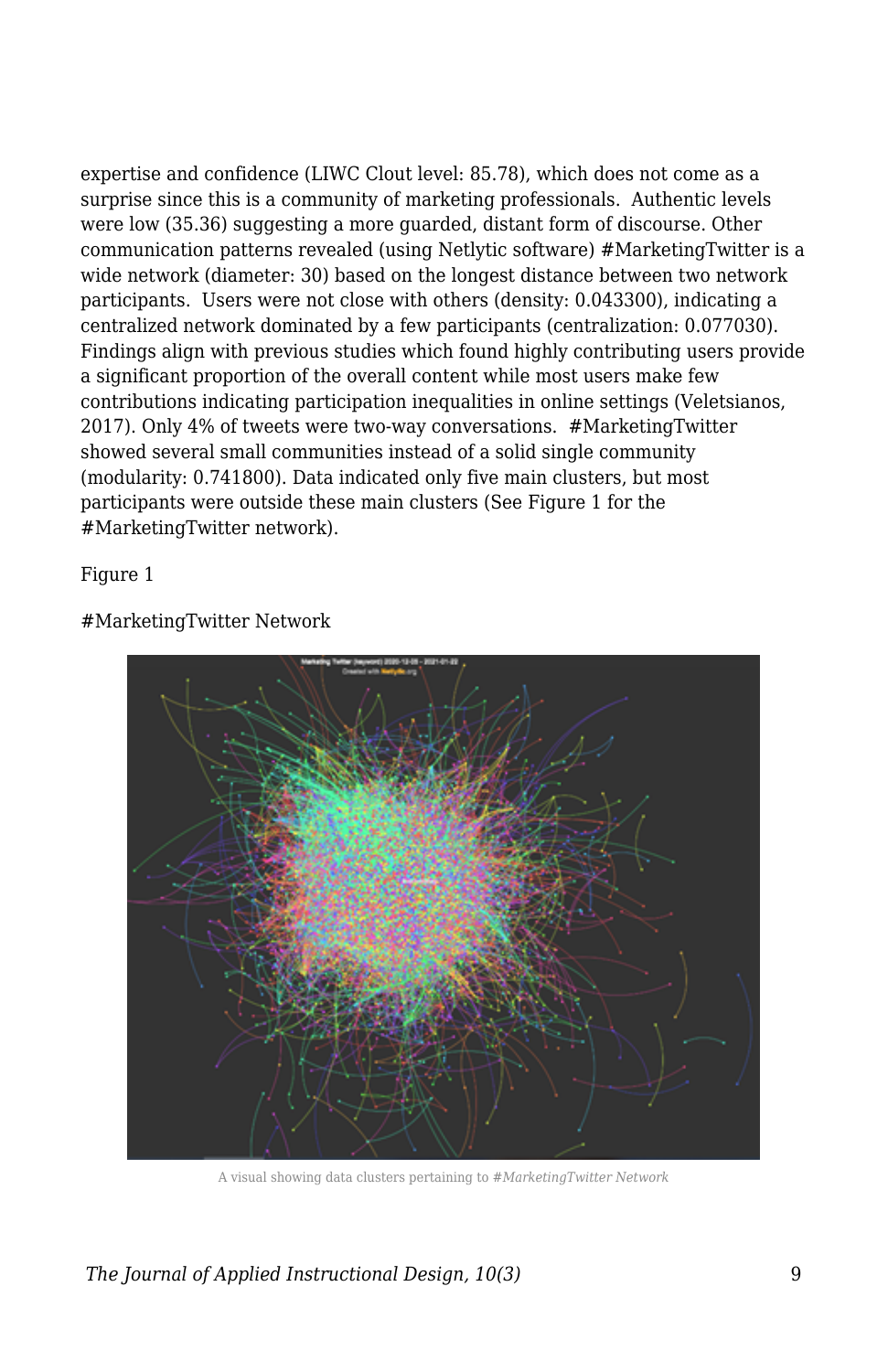expertise and confidence (LIWC Clout level: 85.78), which does not come as a surprise since this is a community of marketing professionals. Authentic levels were low (35.36) suggesting a more guarded, distant form of discourse. Other communication patterns revealed (using Netlytic software) #MarketingTwitter is a wide network (diameter: 30) based on the longest distance between two network participants. Users were not close with others (density: 0.043300), indicating a centralized network dominated by a few participants (centralization: 0.077030). Findings align with previous studies which found highly contributing users provide a significant proportion of the overall content while most users make few contributions indicating participation inequalities in online settings (Veletsianos, 2017). Only 4% of tweets were two-way conversations. #MarketingTwitter showed several small communities instead of a solid single community (modularity: 0.741800). Data indicated only five main clusters, but most participants were outside these main clusters (See Figure 1 for the #MarketingTwitter network).

Figure 1

#MarketingTwitter Network

A visual showing data clusters pertaining to *#MarketingTwitter Network*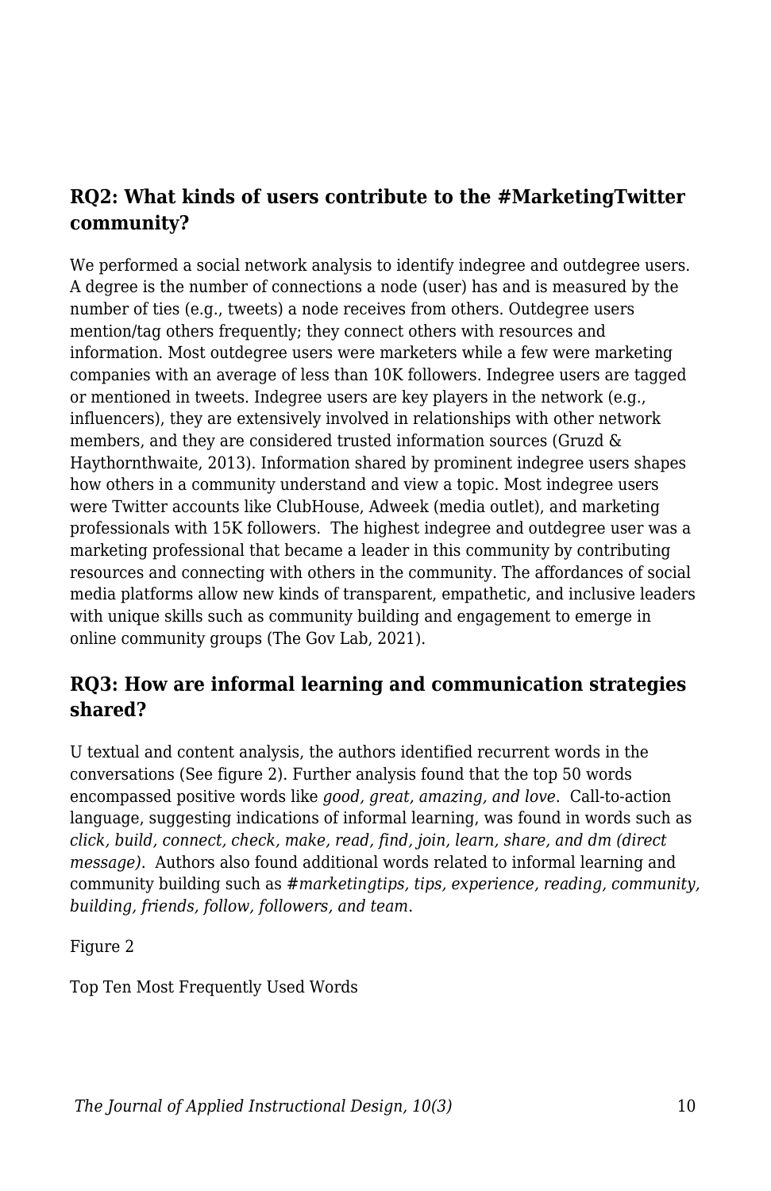### RQ2: What kinds of users contribute to the #MarketingTwitter community?

We performed a social network analysis to identify indegree and outdegree users. A degree is the number of connections a node (user) has and is measured by the number of ties (e.g., tweets) a node receives from others. Outdegree users mention/tag others frequently; they connect others with resources and information. Most outdegree users were marketers while a few were marketing companies with an average of less than 10K followers. Indegree users are tagged or mentioned in tweets. Indegree users are key players in the network (e.g., influencers), they are extensively involved in relationships with other network members, and they are considered trusted information sources (Gruzd & Haythornthwaite, 2013). Information shared by prominent indegree users shapes how others in a community understand and view a topic. Most indegree users were Twitter accounts like ClubHouse, Adweek (media outlet), and marketing professionals with 15K followers. The highest indegree and outdegree user was a marketing professional that became a leader in this community by contributing resources and connecting with others in the community. The affordances of social media platforms allow new kinds of transparent, empathetic, and inclusive leaders with unique skills such as community building and engagement to emerge in online community groups (The Gov Lab, 2021).

### RQ3: How are informal learning and communication strategies shared?

U textual and content analysis, the authors identified recurrent words in the conversations (See figure 2). Further analysis found that the top 50 words encompassed positive words like *good, great, amazing, and love*. Call-to-action language, suggesting indications of informal learning, was found in words such as *click, build, connect, check, make, read, find, join, learn, share, and dm (direct message)*. Authors also found additional words related to informal learning and community building such as *#marketingtips, tips, experience, reading, community, building, friends, follow, followers, and team*.

Figure 2

Top Ten Most Frequently Used Words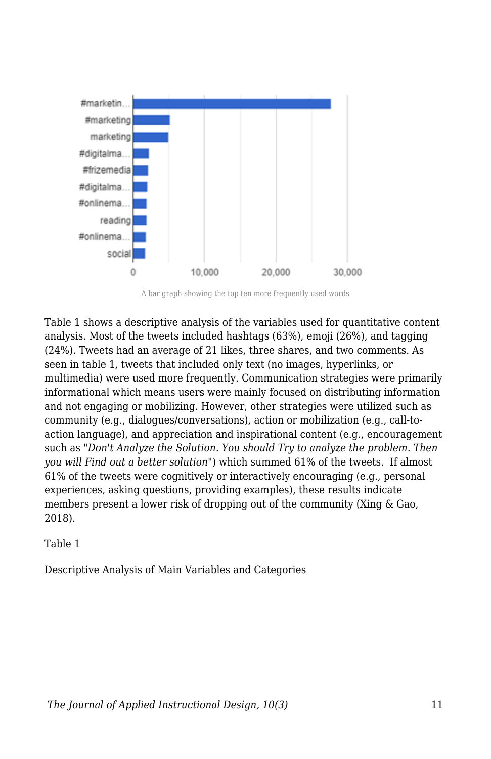A bar graph showing the top ten more frequently used words

Table 1 shows a descriptive analysis of the variables used for quantitative content analysis. Most of the tweets included hashtags (63%), emoji (26%), and tagging (24%). Tweets had an average of 21 likes, three shares, and two comments. As seen in table 1, tweets that included only text (no images, hyperlinks, or multimedia) were used more frequently. Communication strategies were primarily informational which means users were mainly focused on distributing information and not engaging or mobilizing. However, other strategies were utilized such as community (e.g., dialogues/conversations), action or mobilization (e.g., call-to-action language), and appreciation and inspirational content (e.g., encouragement such as "*Don't Analyze the Solution. You should Try to analyze the problem. Then you will Find out a better solution*") which summed 61% of the tweets. If almost 61% of the tweets were cognitively or interactively encouraging (e.g., personal experiences, asking questions, providing examples), these results indicate members present a lower risk of dropping out of the community (Xing & Gao, 2018).

Table 1

Descriptive Analysis of Main Variables and Categories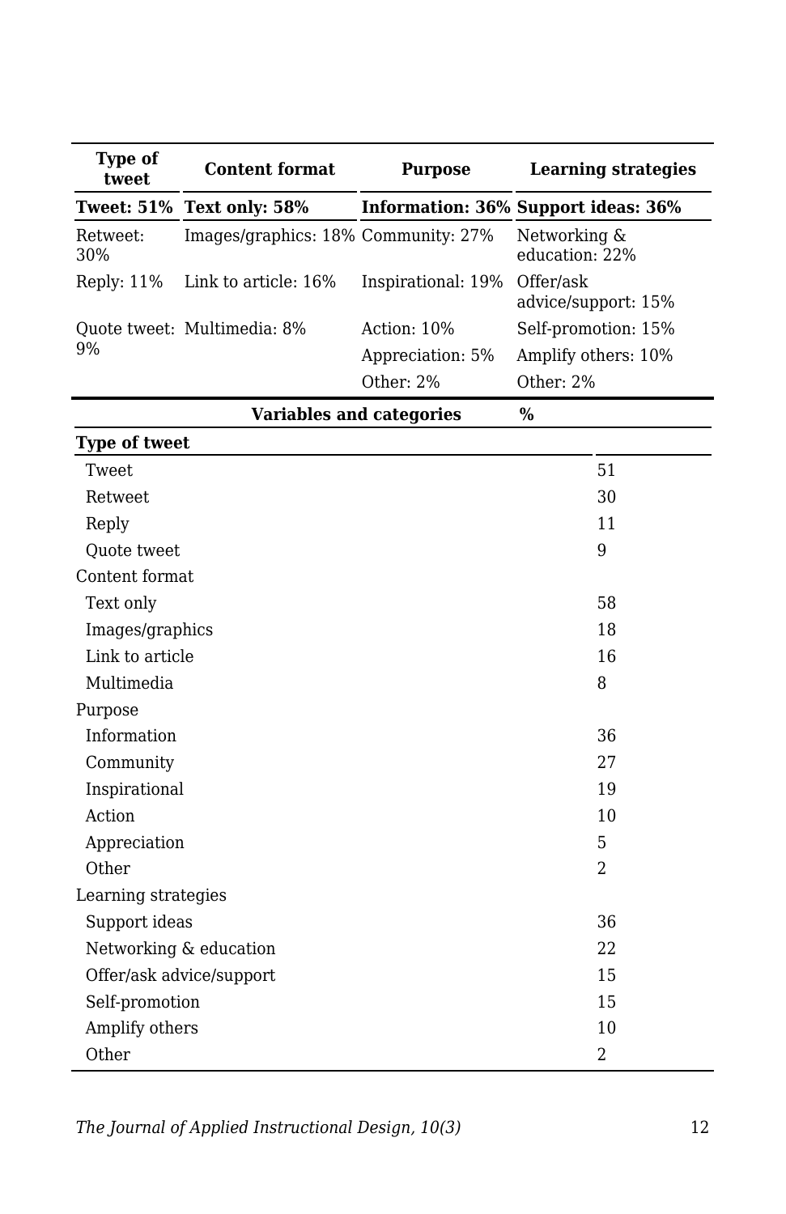| Type of tweet | Content format | Purpose | Learning strategies |
|---|---|---|---|
| **Tweet: 51%** | **Text only: 58%** | **Information: 36%** | **Support ideas: 36%** |
| Retweet: 30% | Images/graphics: 18% | Community: 27% | Networking & education: 22% |
| Reply: 11% | Link to article: 16% | Inspirational: 19% | Offer/ask advice/support: 15% |
| Quote tweet: 9% | Multimedia: 8% | Action: 10% | Self-promotion: 15% |
| | | Appreciation: 5% | Amplify others: 10% |
| | | Other: 2% | Other: 2% |

| Variables and categories | % |
|---|---|
| **Type of tweet** | |
| Tweet | 51 |
| Retweet | 30 |
| Reply | 11 |
| Quote tweet | 9 |
| Content format | |
| Text only | 58 |
| Images/graphics | 18 |
| Link to article | 16 |
| Multimedia | 8 |
| Purpose | |
| Information | 36 |
| Community | 27 |
| Inspirational | 19 |
| Action | 10 |
| Appreciation | 5 |
| Other | 2 |
| Learning strategies | |
| Support ideas | 36 |
| Networking & education | 22 |
| Offer/ask advice/support | 15 |
| Self-promotion | 15 |
| Amplify others | 10 |
| Other | 2 |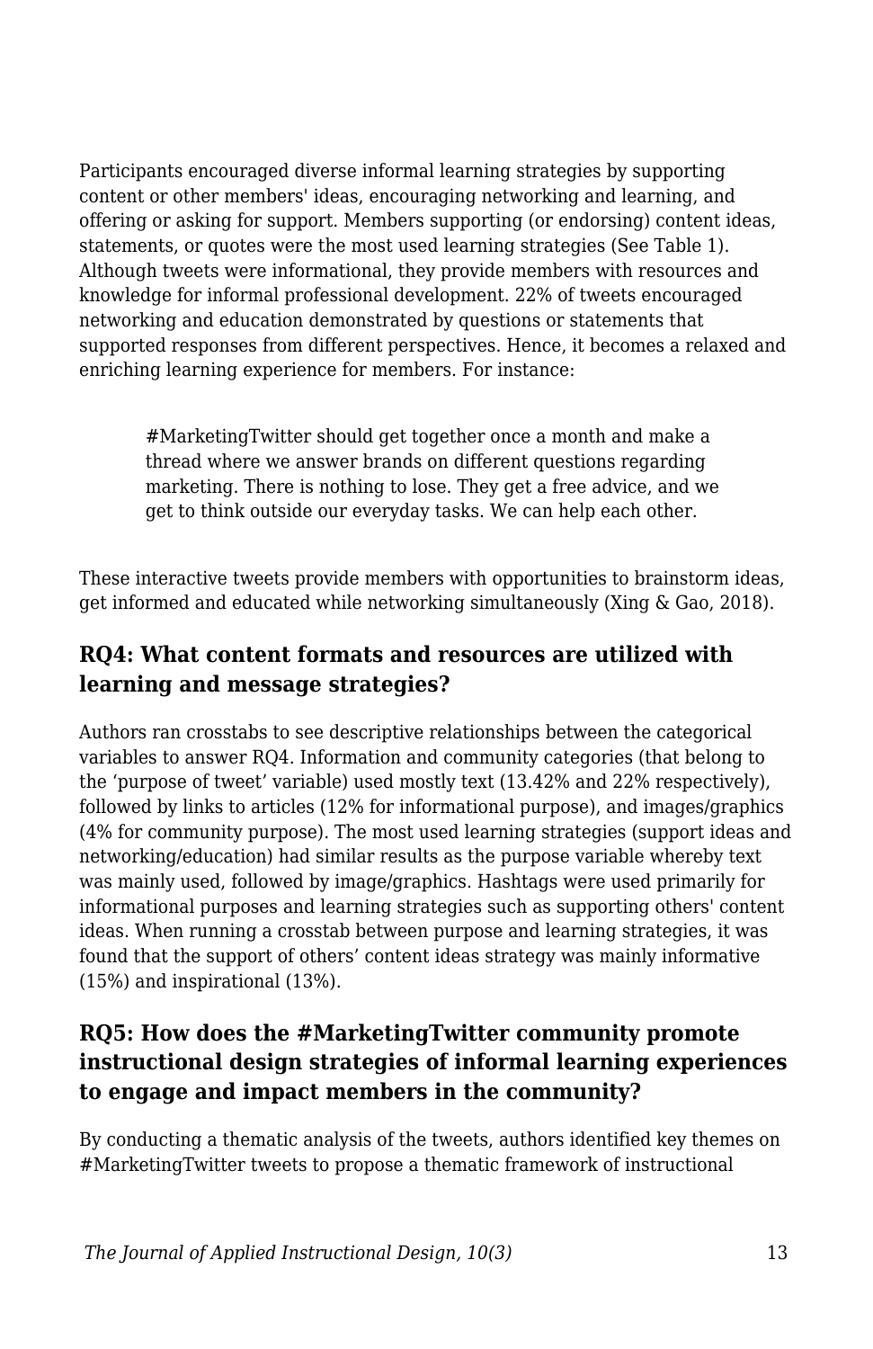Participants encouraged diverse informal learning strategies by supporting content or other members' ideas, encouraging networking and learning, and offering or asking for support. Members supporting (or endorsing) content ideas, statements, or quotes were the most used learning strategies (See Table 1). Although tweets were informational, they provide members with resources and knowledge for informal professional development. 22% of tweets encouraged networking and education demonstrated by questions or statements that supported responses from different perspectives. Hence, it becomes a relaxed and enriching learning experience for members. For instance:

> #MarketingTwitter should get together once a month and make a thread where we answer brands on different questions regarding marketing. There is nothing to lose. They get a free advice, and we get to think outside our everyday tasks. We can help each other.

These interactive tweets provide members with opportunities to brainstorm ideas, get informed and educated while networking simultaneously (Xing & Gao, 2018).

### RQ4: What content formats and resources are utilized with learning and message strategies?

Authors ran crosstabs to see descriptive relationships between the categorical variables to answer RQ4. Information and community categories (that belong to the 'purpose of tweet' variable) used mostly text (13.42% and 22% respectively), followed by links to articles (12% for informational purpose), and images/graphics (4% for community purpose). The most used learning strategies (support ideas and networking/education) had similar results as the purpose variable whereby text was mainly used, followed by image/graphics. Hashtags were used primarily for informational purposes and learning strategies such as supporting others' content ideas. When running a crosstab between purpose and learning strategies, it was found that the support of others' content ideas strategy was mainly informative (15%) and inspirational (13%).

### RQ5: How does the #MarketingTwitter community promote instructional design strategies of informal learning experiences to engage and impact members in the community?

By conducting a thematic analysis of the tweets, authors identified key themes on #MarketingTwitter tweets to propose a thematic framework of instructional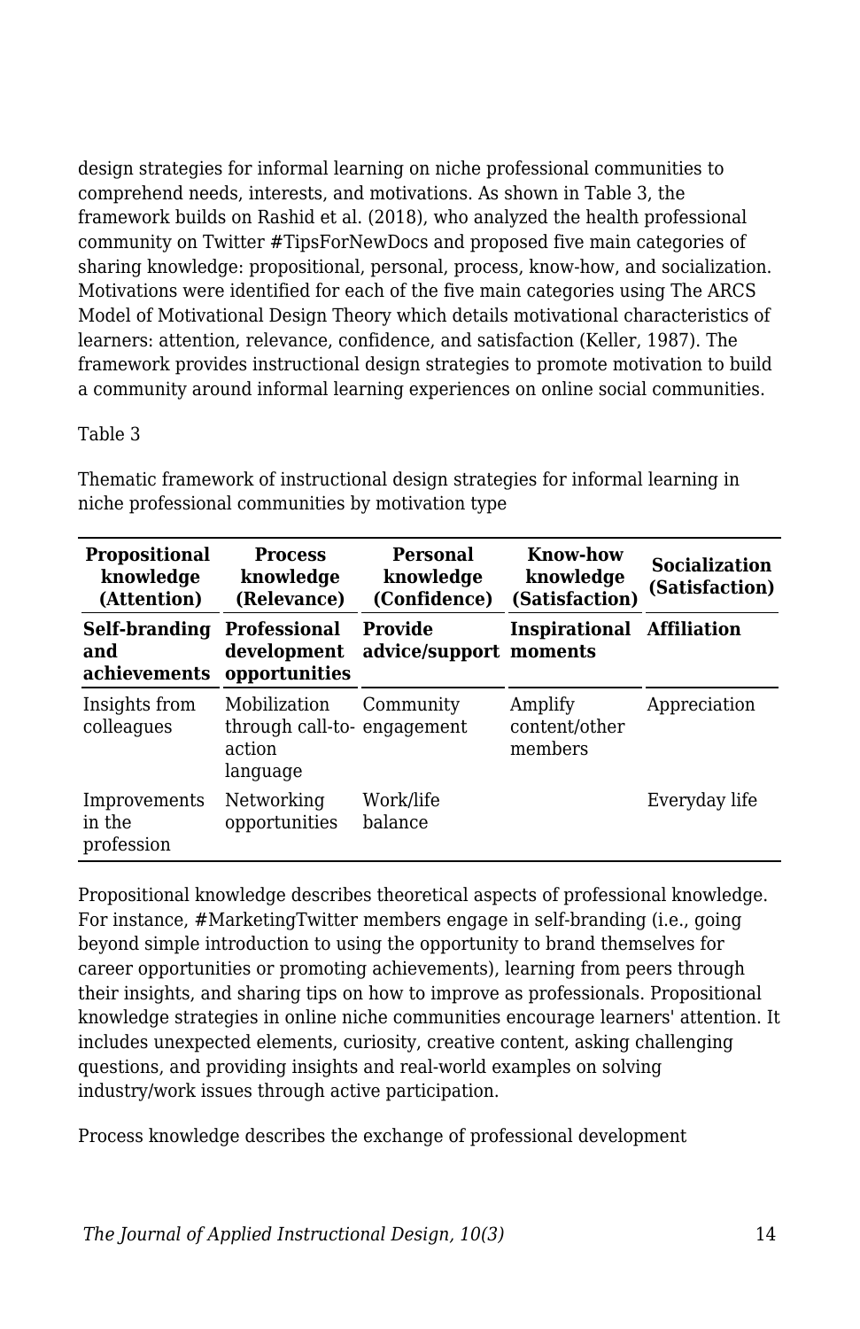design strategies for informal learning on niche professional communities to comprehend needs, interests, and motivations. As shown in Table 3, the framework builds on Rashid et al. (2018), who analyzed the health professional community on Twitter #TipsForNewDocs and proposed five main categories of sharing knowledge: propositional, personal, process, know-how, and socialization. Motivations were identified for each of the five main categories using The ARCS Model of Motivational Design Theory which details motivational characteristics of learners: attention, relevance, confidence, and satisfaction (Keller, 1987). The framework provides instructional design strategies to promote motivation to build a community around informal learning experiences on online social communities.

Table 3

Thematic framework of instructional design strategies for informal learning in niche professional communities by motivation type

| Propositional knowledge (Attention) | Process knowledge (Relevance) | Personal knowledge (Confidence) | Know-how knowledge (Satisfaction) | Socialization (Satisfaction) |
|---|---|---|---|---|
| **Self-branding and achievements** | **Professional development opportunities** | **Provide advice/support** | **Inspirational moments** | **Affiliation** |
| Insights from colleagues | Mobilization through call-to-action language | Community engagement | Amplify content/other members | Appreciation |
| Improvements in the profession | Networking opportunities | Work/life balance | | Everyday life |

Propositional knowledge describes theoretical aspects of professional knowledge. For instance, #MarketingTwitter members engage in self-branding (i.e., going beyond simple introduction to using the opportunity to brand themselves for career opportunities or promoting achievements), learning from peers through their insights, and sharing tips on how to improve as professionals. Propositional knowledge strategies in online niche communities encourage learners' attention. It includes unexpected elements, curiosity, creative content, asking challenging questions, and providing insights and real-world examples on solving industry/work issues through active participation.

Process knowledge describes the exchange of professional development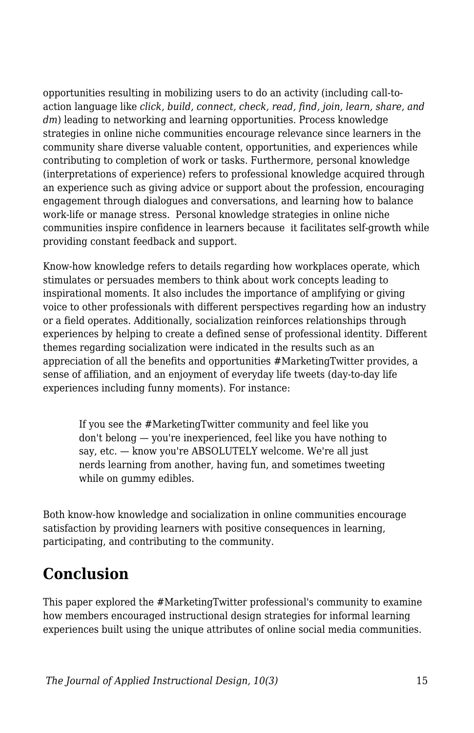opportunities resulting in mobilizing users to do an activity (including call-to-action language like *click, build, connect, check, read, find, join, learn, share, and dm*) leading to networking and learning opportunities. Process knowledge strategies in online niche communities encourage relevance since learners in the community share diverse valuable content, opportunities, and experiences while contributing to completion of work or tasks. Furthermore, personal knowledge (interpretations of experience) refers to professional knowledge acquired through an experience such as giving advice or support about the profession, encouraging engagement through dialogues and conversations, and learning how to balance work-life or manage stress. Personal knowledge strategies in online niche communities inspire confidence in learners because it facilitates self-growth while providing constant feedback and support.

Know-how knowledge refers to details regarding how workplaces operate, which stimulates or persuades members to think about work concepts leading to inspirational moments. It also includes the importance of amplifying or giving voice to other professionals with different perspectives regarding how an industry or a field operates. Additionally, socialization reinforces relationships through experiences by helping to create a defined sense of professional identity. Different themes regarding socialization were indicated in the results such as an appreciation of all the benefits and opportunities #MarketingTwitter provides, a sense of affiliation, and an enjoyment of everyday life tweets (day-to-day life experiences including funny moments). For instance:

> If you see the #MarketingTwitter community and feel like you don't belong — you're inexperienced, feel like you have nothing to say, etc. — know you're ABSOLUTELY welcome. We're all just nerds learning from another, having fun, and sometimes tweeting while on gummy edibles.

Both know-how knowledge and socialization in online communities encourage satisfaction by providing learners with positive consequences in learning, participating, and contributing to the community.

## Conclusion

This paper explored the #MarketingTwitter professional's community to examine how members encouraged instructional design strategies for informal learning experiences built using the unique attributes of online social media communities.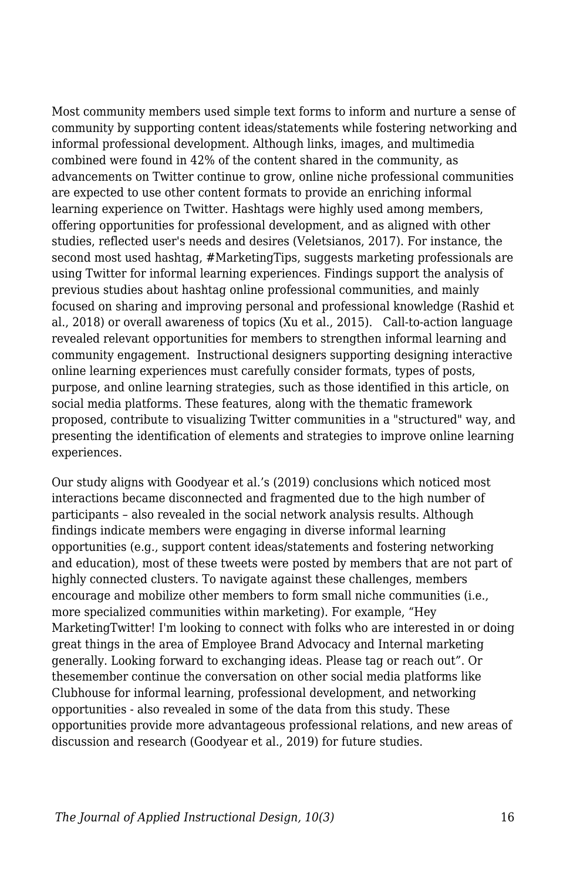Most community members used simple text forms to inform and nurture a sense of community by supporting content ideas/statements while fostering networking and informal professional development. Although links, images, and multimedia combined were found in 42% of the content shared in the community, as advancements on Twitter continue to grow, online niche professional communities are expected to use other content formats to provide an enriching informal learning experience on Twitter. Hashtags were highly used among members, offering opportunities for professional development, and as aligned with other studies, reflected user's needs and desires (Veletsianos, 2017). For instance, the second most used hashtag, #MarketingTips, suggests marketing professionals are using Twitter for informal learning experiences. Findings support the analysis of previous studies about hashtag online professional communities, and mainly focused on sharing and improving personal and professional knowledge (Rashid et al., 2018) or overall awareness of topics (Xu et al., 2015). Call-to-action language revealed relevant opportunities for members to strengthen informal learning and community engagement. Instructional designers supporting designing interactive online learning experiences must carefully consider formats, types of posts, purpose, and online learning strategies, such as those identified in this article, on social media platforms. These features, along with the thematic framework proposed, contribute to visualizing Twitter communities in a "structured" way, and presenting the identification of elements and strategies to improve online learning experiences.

Our study aligns with Goodyear et al.'s (2019) conclusions which noticed most interactions became disconnected and fragmented due to the high number of participants – also revealed in the social network analysis results. Although findings indicate members were engaging in diverse informal learning opportunities (e.g., support content ideas/statements and fostering networking and education), most of these tweets were posted by members that are not part of highly connected clusters. To navigate against these challenges, members encourage and mobilize other members to form small niche communities (i.e., more specialized communities within marketing). For example, "Hey MarketingTwitter! I'm looking to connect with folks who are interested in or doing great things in the area of Employee Brand Advocacy and Internal marketing generally. Looking forward to exchanging ideas. Please tag or reach out". Or thesemember continue the conversation on other social media platforms like Clubhouse for informal learning, professional development, and networking opportunities - also revealed in some of the data from this study. These opportunities provide more advantageous professional relations, and new areas of discussion and research (Goodyear et al., 2019) for future studies.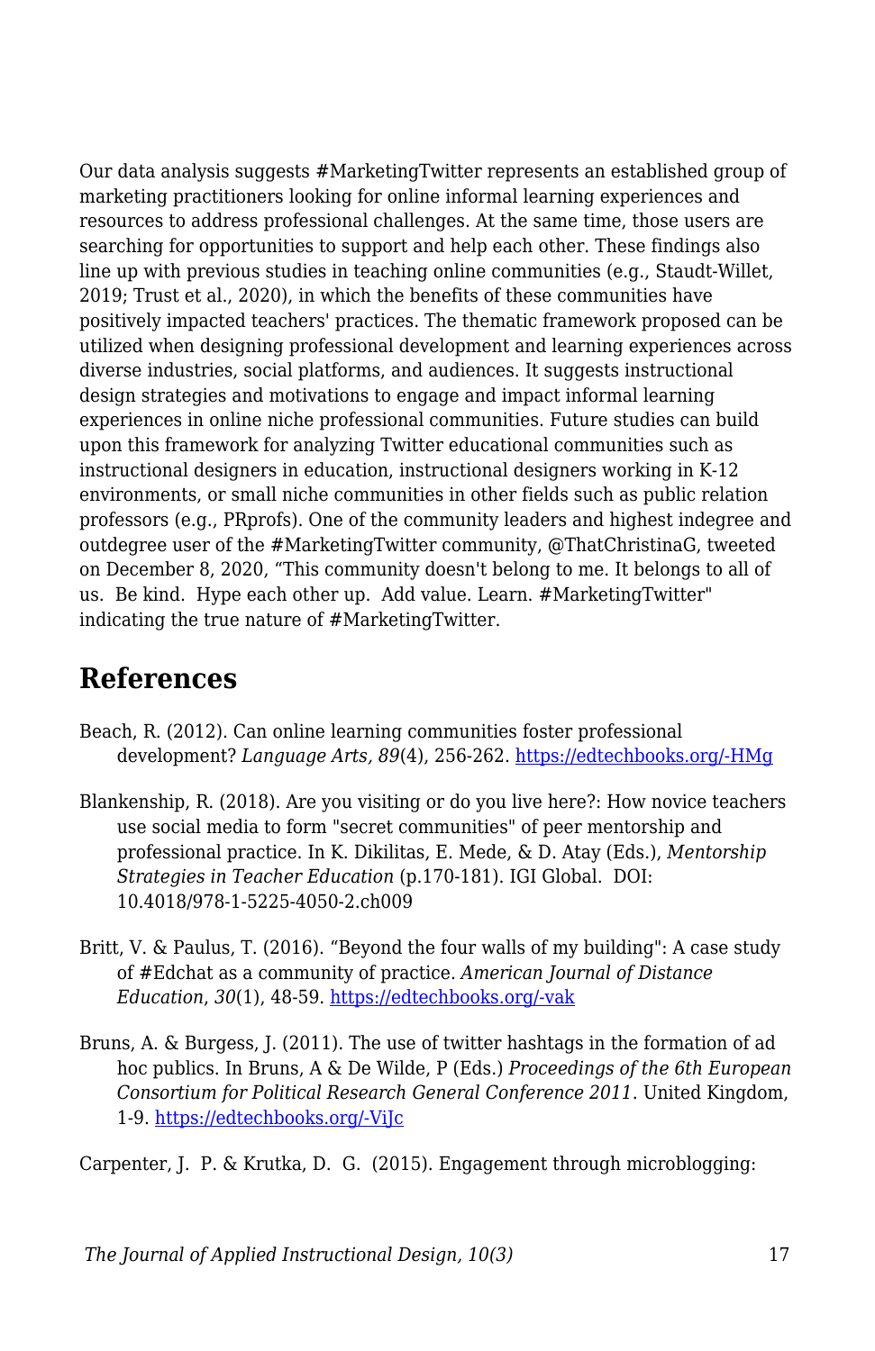Our data analysis suggests #MarketingTwitter represents an established group of marketing practitioners looking for online informal learning experiences and resources to address professional challenges. At the same time, those users are searching for opportunities to support and help each other. These findings also line up with previous studies in teaching online communities (e.g., Staudt-Willet, 2019; Trust et al., 2020), in which the benefits of these communities have positively impacted teachers' practices. The thematic framework proposed can be utilized when designing professional development and learning experiences across diverse industries, social platforms, and audiences. It suggests instructional design strategies and motivations to engage and impact informal learning experiences in online niche professional communities. Future studies can build upon this framework for analyzing Twitter educational communities such as instructional designers in education, instructional designers working in K-12 environments, or small niche communities in other fields such as public relation professors (e.g., PRprofs). One of the community leaders and highest indegree and outdegree user of the #MarketingTwitter community, @ThatChristinaG, tweeted on December 8, 2020, "This community doesn't belong to me. It belongs to all of us.  Be kind.  Hype each other up.  Add value. Learn. #MarketingTwitter" indicating the true nature of #MarketingTwitter.

## References

Beach, R. (2012). Can online learning communities foster professional development? *Language Arts, 89*(4), 256-262. https://edtechbooks.org/-HMg

Blankenship, R. (2018). Are you visiting or do you live here?: How novice teachers use social media to form "secret communities" of peer mentorship and professional practice. In K. Dikilitas, E. Mede, & D. Atay (Eds.), *Mentorship Strategies in Teacher Education* (p.170-181). IGI Global.  DOI: 10.4018/978-1-5225-4050-2.ch009

Britt, V. & Paulus, T. (2016). "Beyond the four walls of my building": A case study of #Edchat as a community of practice. *American Journal of Distance Education*, *30*(1), 48-59. https://edtechbooks.org/-vak

Bruns, A. & Burgess, J. (2011). The use of twitter hashtags in the formation of ad hoc publics. In Bruns, A & De Wilde, P (Eds.) *Proceedings of the 6th European Consortium for Political Research General Conference 2011*. United Kingdom, 1-9. https://edtechbooks.org/-ViJc

Carpenter, J. P. & Krutka, D. G. (2015). Engagement through microblogging: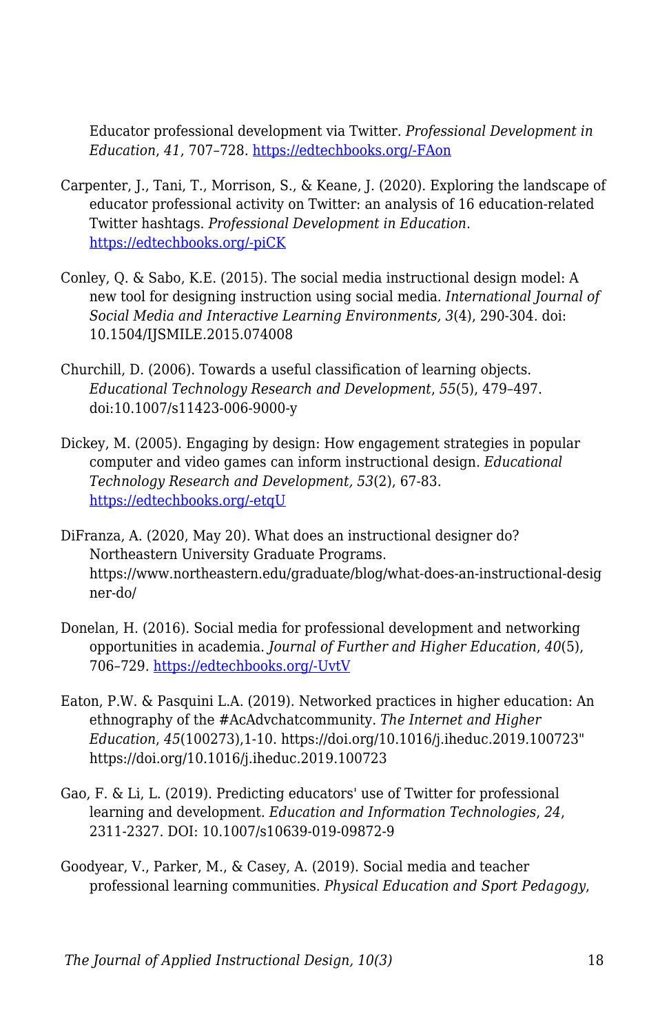Educator professional development via Twitter. *Professional Development in Education*, *41*, 707–728. https://edtechbooks.org/-FAon

Carpenter, J., Tani, T., Morrison, S., & Keane, J. (2020). Exploring the landscape of educator professional activity on Twitter: an analysis of 16 education-related Twitter hashtags. *Professional Development in Education*. https://edtechbooks.org/-piCK

Conley, Q. & Sabo, K.E. (2015). The social media instructional design model: A new tool for designing instruction using social media. *International Journal of Social Media and Interactive Learning Environments, 3*(4), 290-304. doi: 10.1504/IJSMILE.2015.074008

Churchill, D. (2006). Towards a useful classification of learning objects. *Educational Technology Research and Development*, *55*(5), 479–497. doi:10.1007/s11423-006-9000-y

Dickey, M. (2005). Engaging by design: How engagement strategies in popular computer and video games can inform instructional design. *Educational Technology Research and Development, 53*(2), 67-83. https://edtechbooks.org/-etqU

DiFranza, A. (2020, May 20). What does an instructional designer do? Northeastern University Graduate Programs. https://www.northeastern.edu/graduate/blog/what-does-an-instructional-designer-do/

Donelan, H. (2016). Social media for professional development and networking opportunities in academia. *Journal of Further and Higher Education*, *40*(5), 706–729. https://edtechbooks.org/-UvtV

Eaton, P.W. & Pasquini L.A. (2019). Networked practices in higher education: An ethnography of the #AcAdvchatcommunity. *The Internet and Higher Education*, *45*(100273),1-10. https://doi.org/10.1016/j.iheduc.2019.100723" https://doi.org/10.1016/j.iheduc.2019.100723

Gao, F. & Li, L. (2019). Predicting educators' use of Twitter for professional learning and development. *Education and Information Technologies*, *24*, 2311-2327. DOI: 10.1007/s10639-019-09872-9

Goodyear, V., Parker, M., & Casey, A. (2019). Social media and teacher professional learning communities. *Physical Education and Sport Pedagogy*,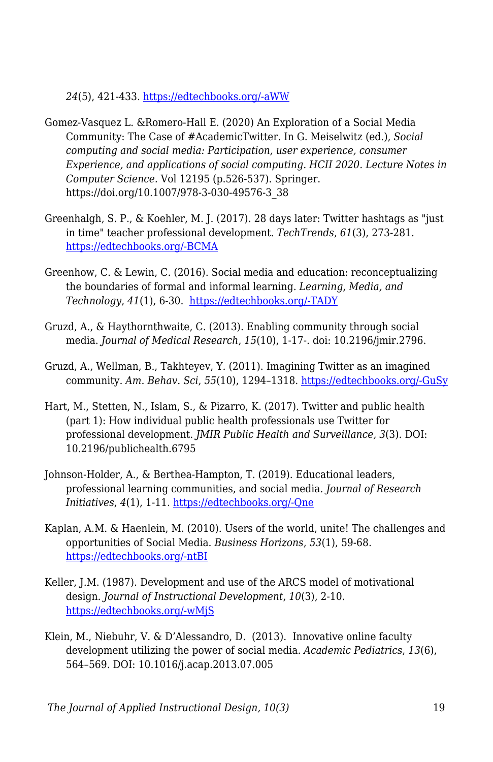*24*(5), 421-433. [https://edtechbooks.org/-aWW](https://edtechbooks.org/-aWW)

Gomez-Vasquez L. &Romero-Hall E. (2020) An Exploration of a Social Media Community: The Case of #AcademicTwitter. In G. Meiselwitz (ed.), *Social computing and social media: Participation, user experience, consumer Experience, and applications of social computing. HCII 2020. Lecture Notes in Computer Science.* Vol 12195 (p.526-537). Springer. https://doi.org/10.1007/978-3-030-49576-3_38

Greenhalgh, S. P., & Koehler, M. J. (2017). 28 days later: Twitter hashtags as "just in time" teacher professional development. *TechTrends*, *61*(3), 273-281. [https://edtechbooks.org/-BCMA](https://edtechbooks.org/-BCMA)

Greenhow, C. & Lewin, C. (2016). Social media and education: reconceptualizing the boundaries of formal and informal learning. *Learning, Media, and Technology*, *41*(1), 6-30. [https://edtechbooks.org/-TADY](https://edtechbooks.org/-TADY)

Gruzd, A., & Haythornthwaite, C. (2013). Enabling community through social media. *Journal of Medical Research*, *15*(10), 1-17-. doi: 10.2196/jmir.2796.

Gruzd, A., Wellman, B., Takhteyev, Y. (2011). Imagining Twitter as an imagined community. *Am. Behav. Sci*, *55*(10), 1294–1318. [https://edtechbooks.org/-GuSy](https://edtechbooks.org/-GuSy)

Hart, M., Stetten, N., Islam, S., & Pizarro, K. (2017). Twitter and public health (part 1): How individual public health professionals use Twitter for professional development. *JMIR Public Health and Surveillance, 3*(3). DOI: 10.2196/publichealth.6795

Johnson-Holder, A., & Berthea-Hampton, T. (2019). Educational leaders, professional learning communities, and social media. *Journal of Research Initiatives*, *4*(1), 1-11. [https://edtechbooks.org/-Qne](https://edtechbooks.org/-Qne)

Kaplan, A.M. & Haenlein, M. (2010). Users of the world, unite! The challenges and opportunities of Social Media. *Business Horizons*, *53*(1), 59-68. [https://edtechbooks.org/-ntBI](https://edtechbooks.org/-ntBI)

Keller, J.M. (1987). Development and use of the ARCS model of motivational design. *Journal of Instructional Development*, *10*(3), 2-10. [https://edtechbooks.org/-wMjS](https://edtechbooks.org/-wMjS)

Klein, M., Niebuhr, V. & D'Alessandro, D. (2013). Innovative online faculty development utilizing the power of social media. *Academic Pediatrics*, *13*(6), 564–569. DOI: 10.1016/j.acap.2013.07.005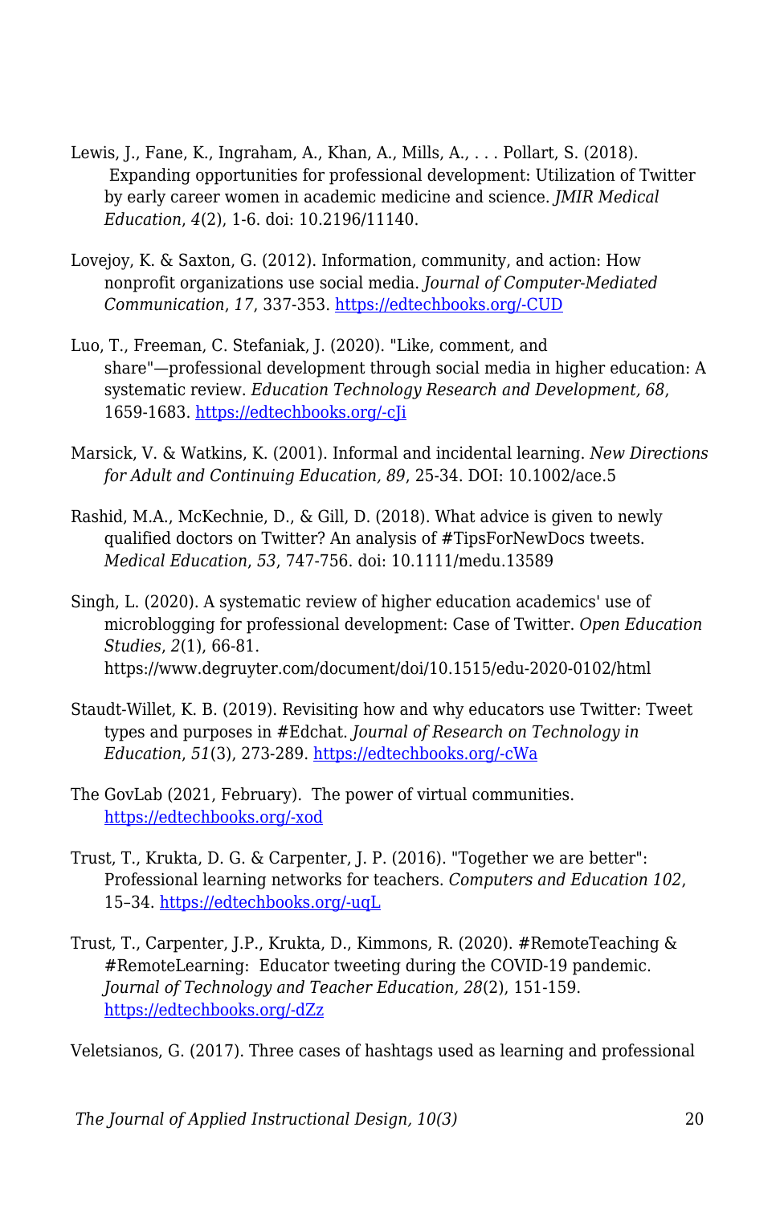Lewis, J., Fane, K., Ingraham, A., Khan, A., Mills, A., . . . Pollart, S. (2018). Expanding opportunities for professional development: Utilization of Twitter by early career women in academic medicine and science. *JMIR Medical Education*, *4*(2), 1-6. doi: 10.2196/11140.

Lovejoy, K. & Saxton, G. (2012). Information, community, and action: How nonprofit organizations use social media. *Journal of Computer-Mediated Communication*, *17*, 337-353. https://edtechbooks.org/-CUD

Luo, T., Freeman, C. Stefaniak, J. (2020). "Like, comment, and share"—professional development through social media in higher education: A systematic review. *Education Technology Research and Development, 68*, 1659-1683. https://edtechbooks.org/-cJi

Marsick, V. & Watkins, K. (2001). Informal and incidental learning. *New Directions for Adult and Continuing Education, 89*, 25-34. DOI: 10.1002/ace.5

Rashid, M.A., McKechnie, D., & Gill, D. (2018). What advice is given to newly qualified doctors on Twitter? An analysis of #TipsForNewDocs tweets. *Medical Education*, *53*, 747-756. doi: 10.1111/medu.13589

Singh, L. (2020). A systematic review of higher education academics' use of microblogging for professional development: Case of Twitter. *Open Education Studies*, *2*(1), 66-81. https://www.degruyter.com/document/doi/10.1515/edu-2020-0102/html

Staudt-Willet, K. B. (2019). Revisiting how and why educators use Twitter: Tweet types and purposes in #Edchat. *Journal of Research on Technology in Education*, *51*(3), 273-289. https://edtechbooks.org/-cWa

The GovLab (2021, February). The power of virtual communities. https://edtechbooks.org/-xod

Trust, T., Krukta, D. G. & Carpenter, J. P. (2016). "Together we are better": Professional learning networks for teachers. *Computers and Education 102*, 15–34. https://edtechbooks.org/-uqL

Trust, T., Carpenter, J.P., Krukta, D., Kimmons, R. (2020). #RemoteTeaching & #RemoteLearning: Educator tweeting during the COVID-19 pandemic. *Journal of Technology and Teacher Education, 28*(2), 151-159. https://edtechbooks.org/-dZz

Veletsianos, G. (2017). Three cases of hashtags used as learning and professional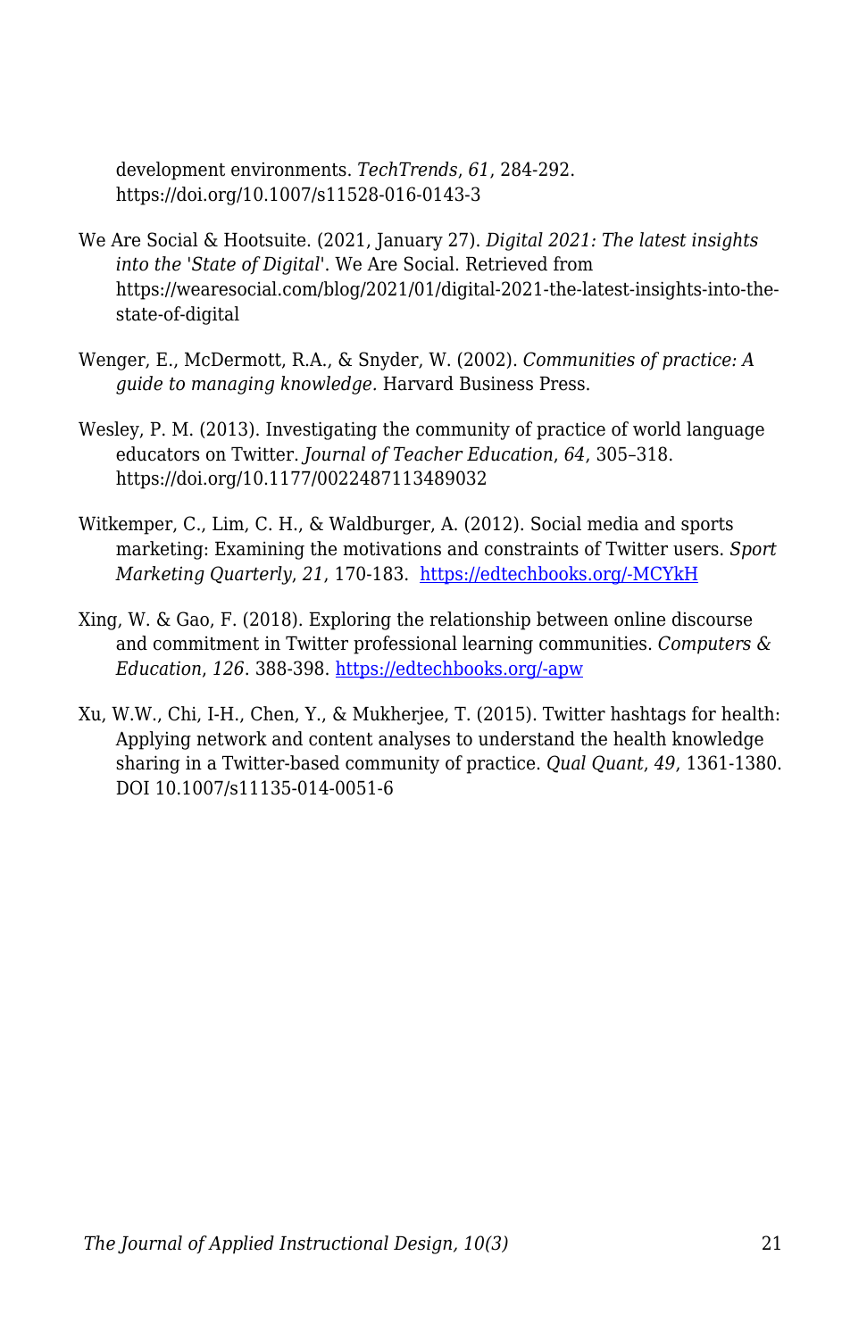development environments. *TechTrends*, *61*, 284-292. https://doi.org/10.1007/s11528-016-0143-3

We Are Social & Hootsuite. (2021, January 27). *Digital 2021: The latest insights into the 'State of Digital'*. We Are Social. Retrieved from https://wearesocial.com/blog/2021/01/digital-2021-the-latest-insights-into-the-state-of-digital

Wenger, E., McDermott, R.A., & Snyder, W. (2002). *Communities of practice: A guide to managing knowledge*. Harvard Business Press.

Wesley, P. M. (2013). Investigating the community of practice of world language educators on Twitter. *Journal of Teacher Education*, *64*, 305–318. https://doi.org/10.1177/0022487113489032

Witkemper, C., Lim, C. H., & Waldburger, A. (2012). Social media and sports marketing: Examining the motivations and constraints of Twitter users. *Sport Marketing Quarterly*, *21*, 170-183. [https://edtechbooks.org/-MCYkH](https://edtechbooks.org/-MCYkH)

Xing, W. & Gao, F. (2018). Exploring the relationship between online discourse and commitment in Twitter professional learning communities. *Computers & Education*, *126*. 388-398. [https://edtechbooks.org/-apw](https://edtechbooks.org/-apw)

Xu, W.W., Chi, I-H., Chen, Y., & Mukherjee, T. (2015). Twitter hashtags for health: Applying network and content analyses to understand the health knowledge sharing in a Twitter-based community of practice. *Qual Quant*, *49*, 1361-1380. DOI 10.1007/s11135-014-0051-6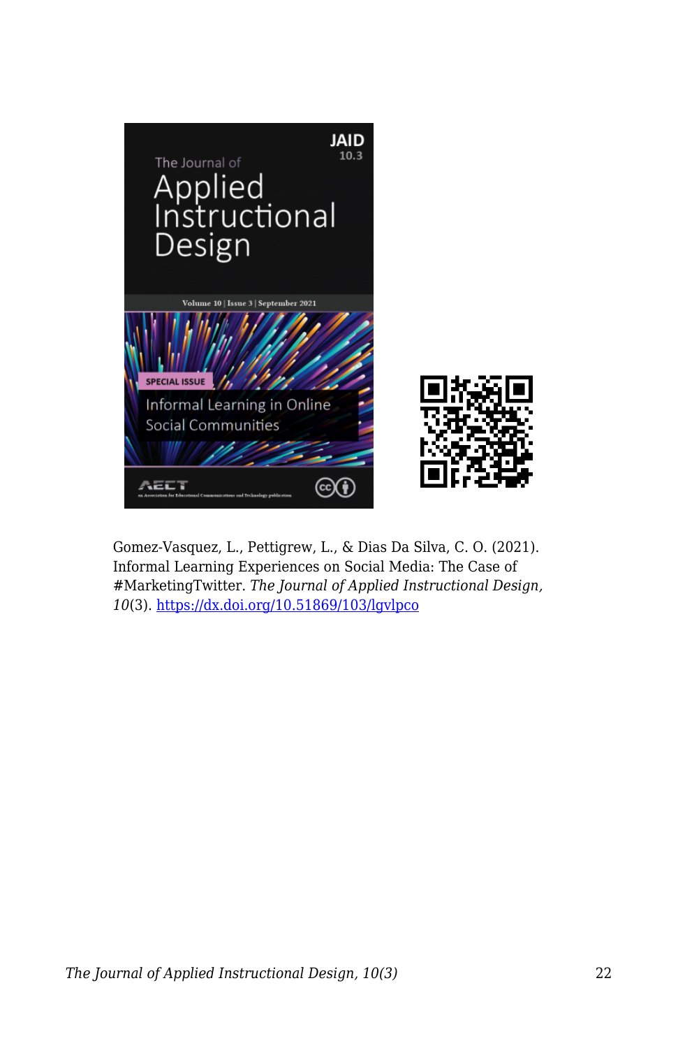Gomez-Vasquez, L., Pettigrew, L., & Dias Da Silva, C. O. (2021). Informal Learning Experiences on Social Media: The Case of #MarketingTwitter. *The Journal of Applied Instructional Design, 10*(3). [https://dx.doi.org/10.51869/103/lgvlpco](https://dx.doi.org/10.51869/103/lgvlpco)